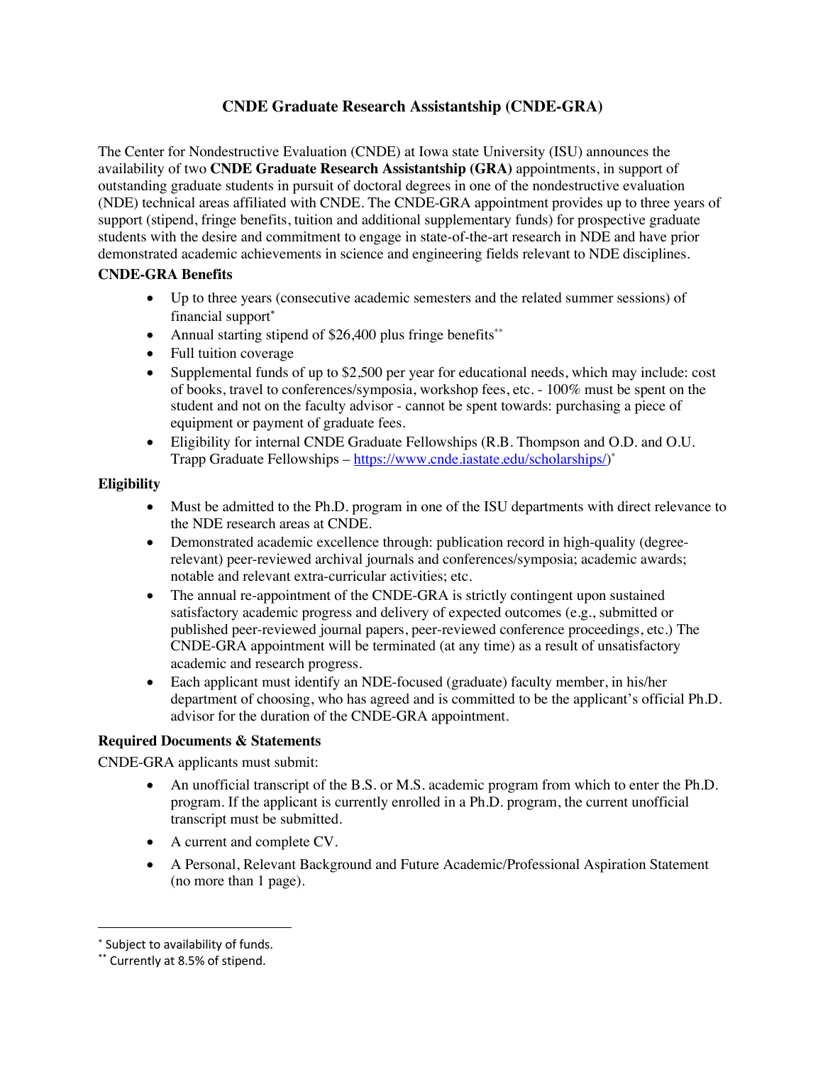# CNDE Graduate Research Assistantship (CNDE-GRA)

The Center for Nondestructive Evaluation (CNDE) at Iowa state University (ISU) announces the availability of two **CNDE Graduate Research Assistantship (GRA)** appointments, in support of outstanding graduate students in pursuit of doctoral degrees in one of the nondestructive evaluation (NDE) technical areas affiliated with CNDE. The CNDE-GRA appointment provides up to three years of support (stipend, fringe benefits, tuition and additional supplementary funds) for prospective graduate students with the desire and commitment to engage in state-of-the-art research in NDE and have prior demonstrated academic achievements in science and engineering fields relevant to NDE disciplines.

**CNDE-GRA Benefits**

- Up to three years (consecutive academic semesters and the related summer sessions) of financial support*
- Annual starting stipend of $26,400 plus fringe benefits**
- Full tuition coverage
- Supplemental funds of up to $2,500 per year for educational needs, which may include: cost of books, travel to conferences/symposia, workshop fees, etc. - 100% must be spent on the student and not on the faculty advisor - cannot be spent towards: purchasing a piece of equipment or payment of graduate fees.
- Eligibility for internal CNDE Graduate Fellowships (R.B. Thompson and O.D. and O.U. Trapp Graduate Fellowships – https://www.cnde.iastate.edu/scholarships/)*

**Eligibility**

- Must be admitted to the Ph.D. program in one of the ISU departments with direct relevance to the NDE research areas at CNDE.
- Demonstrated academic excellence through: publication record in high-quality (degree-relevant) peer-reviewed archival journals and conferences/symposia; academic awards; notable and relevant extra-curricular activities; etc.
- The annual re-appointment of the CNDE-GRA is strictly contingent upon sustained satisfactory academic progress and delivery of expected outcomes (e.g., submitted or published peer-reviewed journal papers, peer-reviewed conference proceedings, etc.) The CNDE-GRA appointment will be terminated (at any time) as a result of unsatisfactory academic and research progress.
- Each applicant must identify an NDE-focused (graduate) faculty member, in his/her department of choosing, who has agreed and is committed to be the applicant's official Ph.D. advisor for the duration of the CNDE-GRA appointment.

**Required Documents & Statements**

CNDE-GRA applicants must submit:

- An unofficial transcript of the B.S. or M.S. academic program from which to enter the Ph.D. program. If the applicant is currently enrolled in a Ph.D. program, the current unofficial transcript must be submitted.
- A current and complete CV.
- A Personal, Relevant Background and Future Academic/Professional Aspiration Statement (no more than 1 page).

---

* Subject to availability of funds.

** Currently at 8.5% of stipend.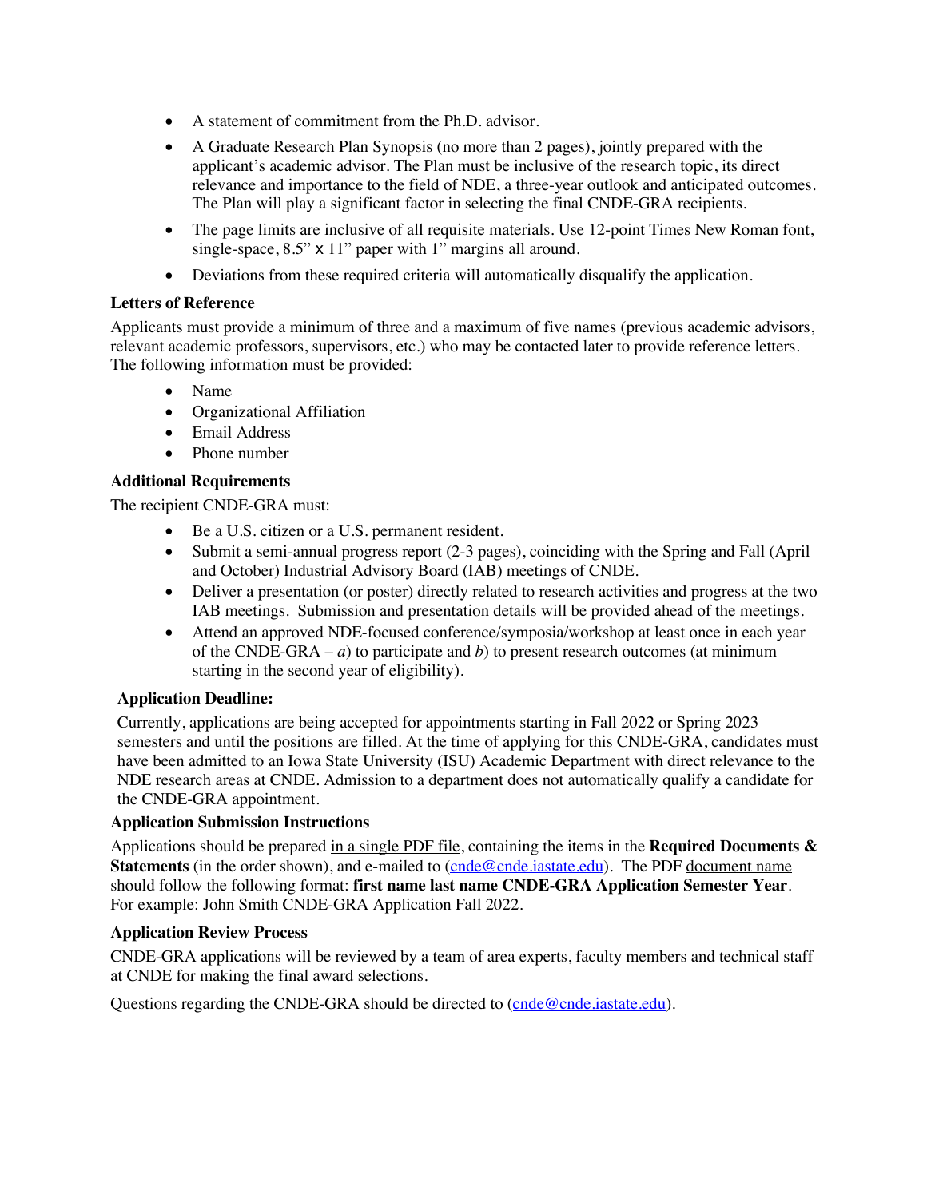- A statement of commitment from the Ph.D. advisor.
- A Graduate Research Plan Synopsis (no more than 2 pages), jointly prepared with the applicant's academic advisor. The Plan must be inclusive of the research topic, its direct relevance and importance to the field of NDE, a three-year outlook and anticipated outcomes. The Plan will play a significant factor in selecting the final CNDE-GRA recipients.
- The page limits are inclusive of all requisite materials. Use 12-point Times New Roman font, single-space, 8.5" x 11" paper with 1" margins all around.
- Deviations from these required criteria will automatically disqualify the application.

**Letters of Reference**

Applicants must provide a minimum of three and a maximum of five names (previous academic advisors, relevant academic professors, supervisors, etc.) who may be contacted later to provide reference letters. The following information must be provided:

- Name
- Organizational Affiliation
- Email Address
- Phone number

**Additional Requirements**

The recipient CNDE-GRA must:

- Be a U.S. citizen or a U.S. permanent resident.
- Submit a semi-annual progress report (2-3 pages), coinciding with the Spring and Fall (April and October) Industrial Advisory Board (IAB) meetings of CNDE.
- Deliver a presentation (or poster) directly related to research activities and progress at the two IAB meetings. Submission and presentation details will be provided ahead of the meetings.
- Attend an approved NDE-focused conference/symposia/workshop at least once in each year of the CNDE-GRA – *a*) to participate and *b*) to present research outcomes (at minimum starting in the second year of eligibility).

**Application Deadline:**

Currently, applications are being accepted for appointments starting in Fall 2022 or Spring 2023 semesters and until the positions are filled. At the time of applying for this CNDE-GRA, candidates must have been admitted to an Iowa State University (ISU) Academic Department with direct relevance to the NDE research areas at CNDE. Admission to a department does not automatically qualify a candidate for the CNDE-GRA appointment.

**Application Submission Instructions**

Applications should be prepared in a single PDF file, containing the items in the **Required Documents & Statements** (in the order shown), and e-mailed to (cnde@cnde.iastate.edu). The PDF document name should follow the following format: **first name last name CNDE-GRA Application Semester Year**. For example: John Smith CNDE-GRA Application Fall 2022.

**Application Review Process**

CNDE-GRA applications will be reviewed by a team of area experts, faculty members and technical staff at CNDE for making the final award selections.

Questions regarding the CNDE-GRA should be directed to (cnde@cnde.iastate.edu).